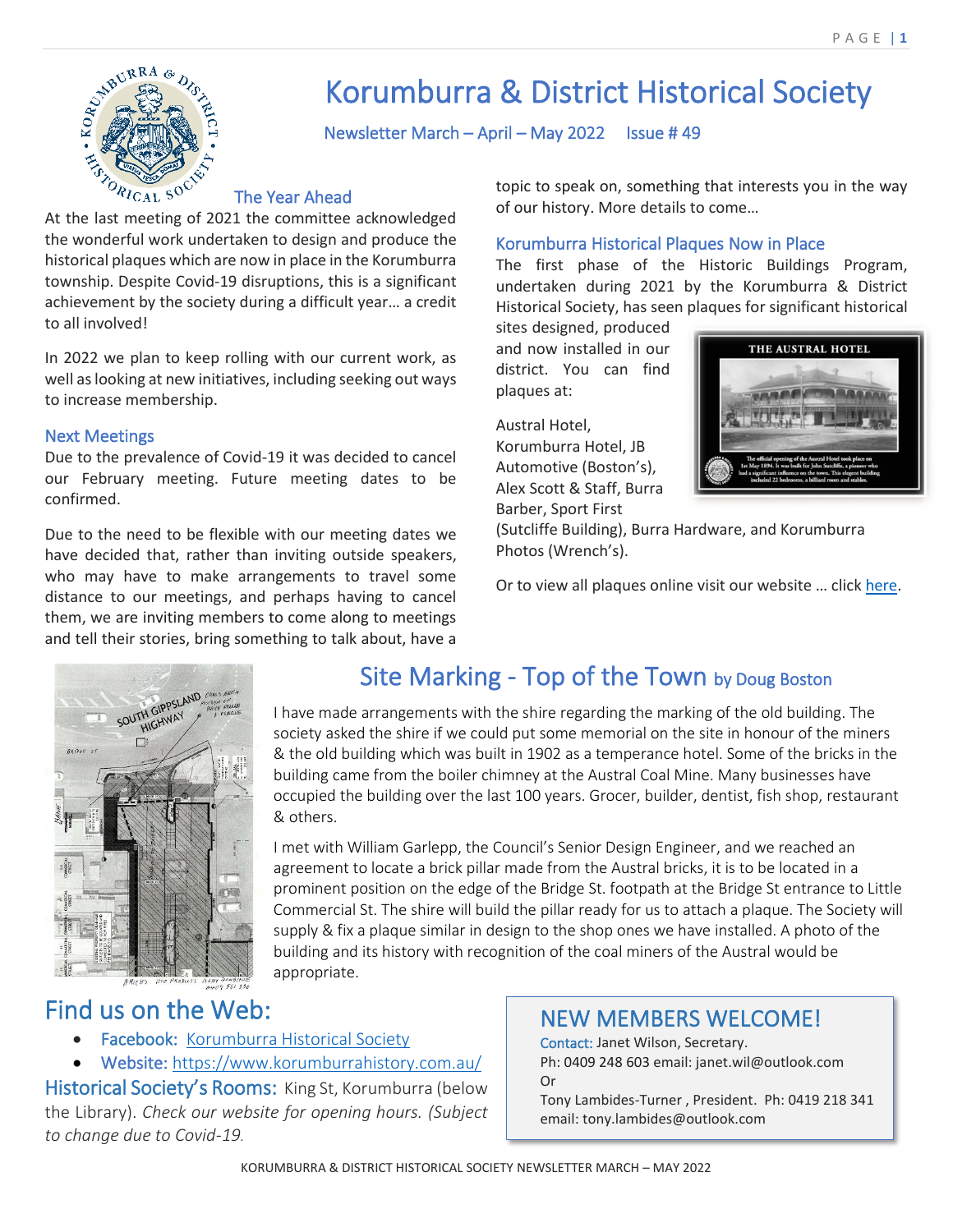# Korumburra & District Historical Society

Newsletter March – April – May 2022 Issue # 49

## The Year Ahead

At the last meeting of 2021 the committee acknowledged the wonderful work undertaken to design and produce the historical plaques which are now in place in the Korumburra township. Despite Covid-19 disruptions, this is a significant achievement by the society during a difficult year… a credit to all involved!

In 2022 we plan to keep rolling with our current work, as well as looking at new initiatives, including seeking out ways to increase membership.

## Next Meetings

Due to the prevalence of Covid-19 it was decided to cancel our February meeting. Future meeting dates to be confirmed.

Due to the need to be flexible with our meeting dates we have decided that, rather than inviting outside speakers, who may have to make arrangements to travel some distance to our meetings, and perhaps having to cancel them, we are inviting members to come along to meetings and tell their stories, bring something to talk about, have a topic to speak on, something that interests you in the way of our history. More details to come…

## Korumburra Historical Plaques Now in Place

The first phase of the Historic Buildings Program, undertaken during 2021 by the Korumburra & District Historical Society, has seen plaques for significant historical sites designed, produced and now installed in our district. You can find plaques at:

Austral Hotel, Korumburra Hotel, JB Automotive (Boston's), Alex Scott & Staff, Burra Barber, Sport First (Sutcliffe Building), Burra Hardware, and Korumburra Photos (Wrench's).

Or to view all plaques online visit our website … click here.

## Site Marking - Top of the Town by Doug Boston

I have made arrangements with the shire regarding the marking of the old building. The society asked the shire if we could put some memorial on the site in honour of the miners & the old building which was built in 1902 as a temperance hotel. Some of the bricks in the building came from the boiler chimney at the Austral Coal Mine. Many businesses have occupied the building over the last 100 years. Grocer, builder, dentist, fish shop, restaurant & others.

I met with William Garlepp, the Council's Senior Design Engineer, and we reached an agreement to locate a brick pillar made from the Austral bricks, it is to be located in a prominent position on the edge of the Bridge St. footpath at the Bridge St entrance to Little Commercial St. The shire will build the pillar ready for us to attach a plaque. The Society will supply & fix a plaque similar in design to the shop ones we have installed. A photo of the building and its history with recognition of the coal miners of the Austral would be appropriate.

## Find us on the Web:

- Facebook: Korumburra Historical Society
- Website: https://www.korumburrahistory.com.au/

**Historical Society's Rooms:** King St, Korumburra (below the Library). *Check our website for opening hours. (Subject to change due to Covid-19.*

## NEW MEMBERS WELCOME!

Contact: Janet Wilson, Secretary.
Ph: 0409 248 603 email: janet.wil@outlook.com
Or
Tony Lambides-Turner , President. Ph: 0419 218 341
email: tony.lambides@outlook.com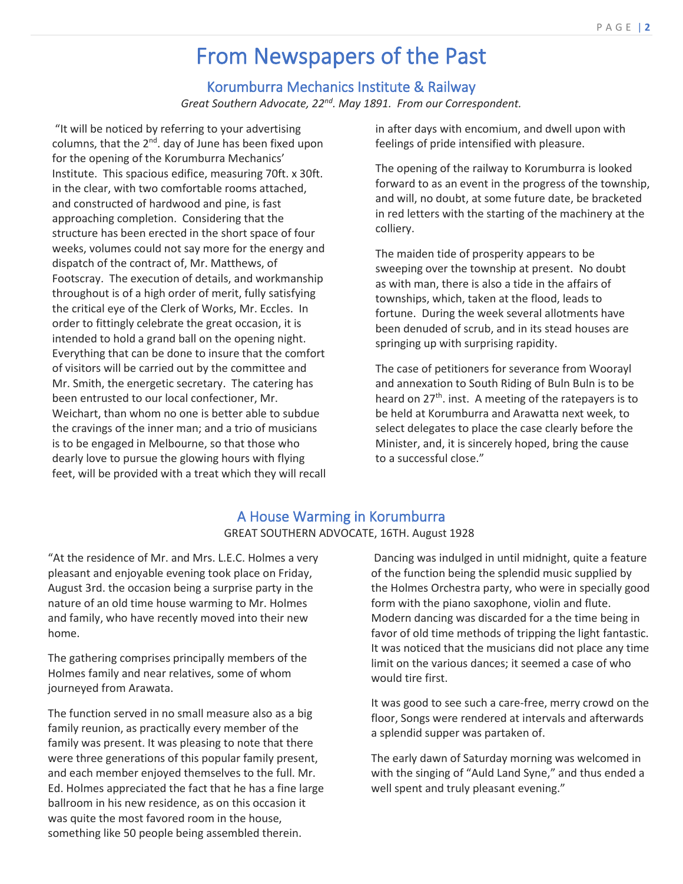# From Newspapers of the Past

## Korumburra Mechanics Institute & Railway

*Great Southern Advocate, 22nd. May 1891. From our Correspondent.*

"It will be noticed by referring to your advertising columns, that the 2nd. day of June has been fixed upon for the opening of the Korumburra Mechanics' Institute. This spacious edifice, measuring 70ft. x 30ft. in the clear, with two comfortable rooms attached, and constructed of hardwood and pine, is fast approaching completion. Considering that the structure has been erected in the short space of four weeks, volumes could not say more for the energy and dispatch of the contract of, Mr. Matthews, of Footscray. The execution of details, and workmanship throughout is of a high order of merit, fully satisfying the critical eye of the Clerk of Works, Mr. Eccles. In order to fittingly celebrate the great occasion, it is intended to hold a grand ball on the opening night. Everything that can be done to insure that the comfort of visitors will be carried out by the committee and Mr. Smith, the energetic secretary. The catering has been entrusted to our local confectioner, Mr. Weichart, than whom no one is better able to subdue the cravings of the inner man; and a trio of musicians is to be engaged in Melbourne, so that those who dearly love to pursue the glowing hours with flying feet, will be provided with a treat which they will recall in after days with encomium, and dwell upon with feelings of pride intensified with pleasure.

The opening of the railway to Korumburra is looked forward to as an event in the progress of the township, and will, no doubt, at some future date, be bracketed in red letters with the starting of the machinery at the colliery.

The maiden tide of prosperity appears to be sweeping over the township at present. No doubt as with man, there is also a tide in the affairs of townships, which, taken at the flood, leads to fortune. During the week several allotments have been denuded of scrub, and in its stead houses are springing up with surprising rapidity.

The case of petitioners for severance from Woorayl and annexation to South Riding of Buln Buln is to be heard on 27th. inst. A meeting of the ratepayers is to be held at Korumburra and Arawatta next week, to select delegates to place the case clearly before the Minister, and, it is sincerely hoped, bring the cause to a successful close."

## A House Warming in Korumburra

GREAT SOUTHERN ADVOCATE, 16TH. August 1928

"At the residence of Mr. and Mrs. L.E.C. Holmes a very pleasant and enjoyable evening took place on Friday, August 3rd. the occasion being a surprise party in the nature of an old time house warming to Mr. Holmes and family, who have recently moved into their new home.

The gathering comprises principally members of the Holmes family and near relatives, some of whom journeyed from Arawata.

The function served in no small measure also as a big family reunion, as practically every member of the family was present. It was pleasing to note that there were three generations of this popular family present, and each member enjoyed themselves to the full. Mr. Ed. Holmes appreciated the fact that he has a fine large ballroom in his new residence, as on this occasion it was quite the most favored room in the house, something like 50 people being assembled therein.

Dancing was indulged in until midnight, quite a feature of the function being the splendid music supplied by the Holmes Orchestra party, who were in specially good form with the piano saxophone, violin and flute. Modern dancing was discarded for a the time being in favor of old time methods of tripping the light fantastic. It was noticed that the musicians did not place any time limit on the various dances; it seemed a case of who would tire first.

It was good to see such a care-free, merry crowd on the floor, Songs were rendered at intervals and afterwards a splendid supper was partaken of.

The early dawn of Saturday morning was welcomed in with the singing of "Auld Land Syne," and thus ended a well spent and truly pleasant evening."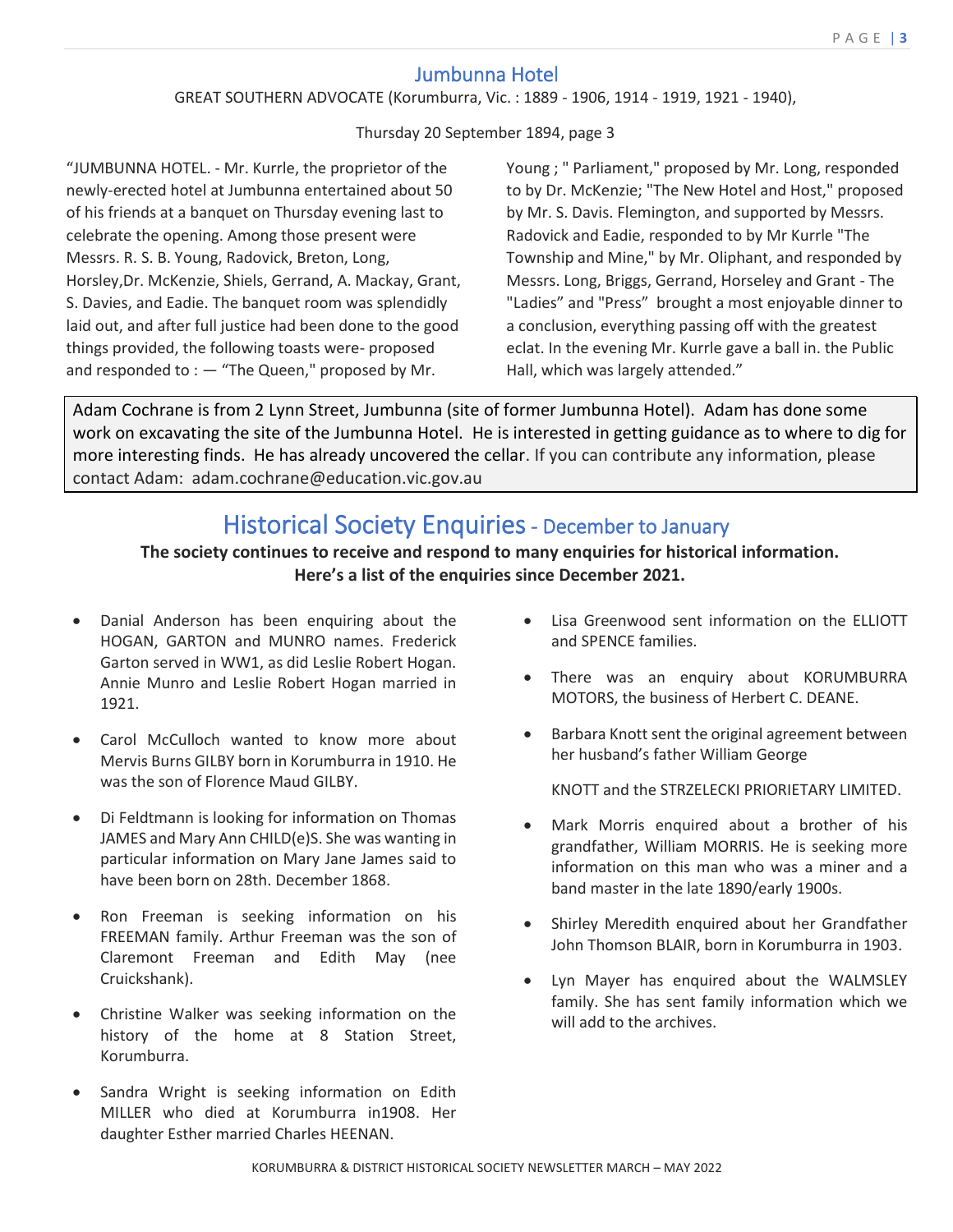## Jumbunna Hotel

GREAT SOUTHERN ADVOCATE (Korumburra, Vic. : 1889 - 1906, 1914 - 1919, 1921 - 1940),

Thursday 20 September 1894, page 3

"JUMBUNNA HOTEL. - Mr. Kurrle, the proprietor of the newly-erected hotel at Jumbunna entertained about 50 of his friends at a banquet on Thursday evening last to celebrate the opening. Among those present were Messrs. R. S. B. Young, Radovick, Breton, Long, Horsley,Dr. McKenzie, Shiels, Gerrand, A. Mackay, Grant, S. Davies, and Eadie. The banquet room was splendidly laid out, and after full justice had been done to the good things provided, the following toasts were- proposed and responded to : — "The Queen," proposed by Mr. Young ; " Parliament," proposed by Mr. Long, responded to by Dr. McKenzie; "The New Hotel and Host," proposed by Mr. S. Davis. Flemington, and supported by Messrs. Radovick and Eadie, responded to by Mr Kurrle "The Township and Mine," by Mr. Oliphant, and responded by Messrs. Long, Briggs, Gerrand, Horseley and Grant - The "Ladies" and "Press" brought a most enjoyable dinner to a conclusion, everything passing off with the greatest eclat. In the evening Mr. Kurrle gave a ball in. the Public Hall, which was largely attended."

Adam Cochrane is from 2 Lynn Street, Jumbunna (site of former Jumbunna Hotel). Adam has done some work on excavating the site of the Jumbunna Hotel. He is interested in getting guidance as to where to dig for more interesting finds. He has already uncovered the cellar. If you can contribute any information, please contact Adam: adam.cochrane@education.vic.gov.au

## Historical Society Enquiries - December to January

**The society continues to receive and respond to many enquiries for historical information. Here's a list of the enquiries since December 2021.**

- Danial Anderson has been enquiring about the HOGAN, GARTON and MUNRO names. Frederick Garton served in WW1, as did Leslie Robert Hogan. Annie Munro and Leslie Robert Hogan married in 1921.
- Carol McCulloch wanted to know more about Mervis Burns GILBY born in Korumburra in 1910. He was the son of Florence Maud GILBY.
- Di Feldtmann is looking for information on Thomas JAMES and Mary Ann CHILD(e)S. She was wanting in particular information on Mary Jane James said to have been born on 28th. December 1868.
- Ron Freeman is seeking information on his FREEMAN family. Arthur Freeman was the son of Claremont Freeman and Edith May (nee Cruickshank).
- Christine Walker was seeking information on the history of the home at 8 Station Street, Korumburra.
- Sandra Wright is seeking information on Edith MILLER who died at Korumburra in1908. Her daughter Esther married Charles HEENAN.
- Lisa Greenwood sent information on the ELLIOTT and SPENCE families.
- There was an enquiry about KORUMBURRA MOTORS, the business of Herbert C. DEANE.
- Barbara Knott sent the original agreement between her husband's father William George

  KNOTT and the STRZELECKI PRIORIETARY LIMITED.
- Mark Morris enquired about a brother of his grandfather, William MORRIS. He is seeking more information on this man who was a miner and a band master in the late 1890/early 1900s.
- Shirley Meredith enquired about her Grandfather John Thomson BLAIR, born in Korumburra in 1903.
- Lyn Mayer has enquired about the WALMSLEY family. She has sent family information which we will add to the archives.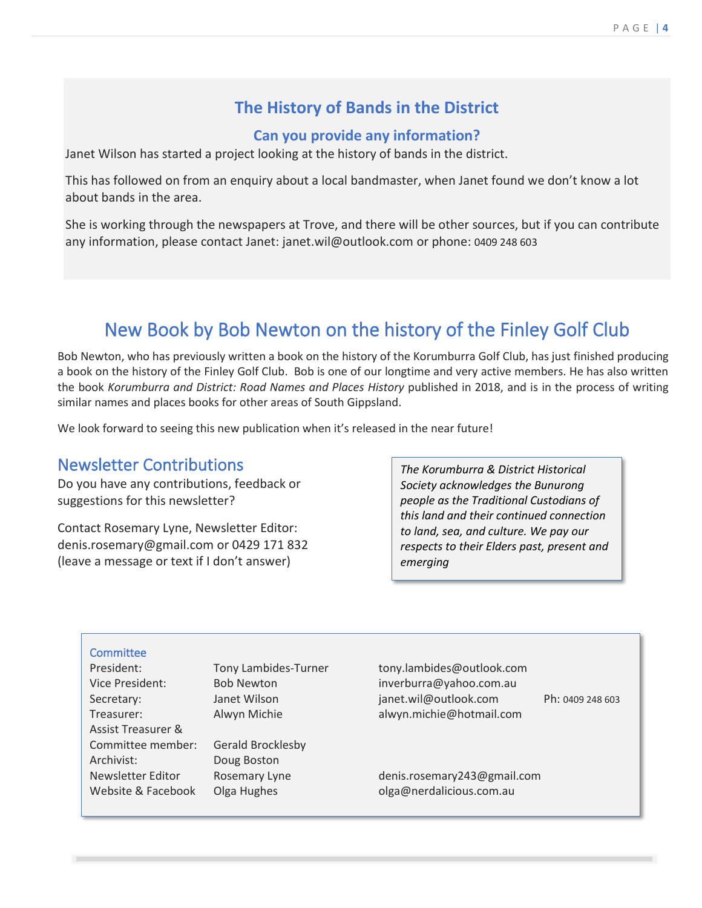## The History of Bands in the District

### Can you provide any information?

Janet Wilson has started a project looking at the history of bands in the district.

This has followed on from an enquiry about a local bandmaster, when Janet found we don't know a lot about bands in the area.

She is working through the newspapers at Trove, and there will be other sources, but if you can contribute any information, please contact Janet: janet.wil@outlook.com or phone: 0409 248 603

## New Book by Bob Newton on the history of the Finley Golf Club

Bob Newton, who has previously written a book on the history of the Korumburra Golf Club, has just finished producing a book on the history of the Finley Golf Club. Bob is one of our longtime and very active members. He has also written the book *Korumburra and District: Road Names and Places History* published in 2018, and is in the process of writing similar names and places books for other areas of South Gippsland.

We look forward to seeing this new publication when it's released in the near future!

## Newsletter Contributions

Do you have any contributions, feedback or suggestions for this newsletter?

Contact Rosemary Lyne, Newsletter Editor: denis.rosemary@gmail.com or 0429 171 832 (leave a message or text if I don't answer)

*The Korumburra & District Historical Society acknowledges the Bunurong people as the Traditional Custodians of this land and their continued connection to land, sea, and culture. We pay our respects to their Elders past, present and emerging*

### Committee

| | | | |
|---|---|---|---|
| President: | Tony Lambides-Turner | tony.lambides@outlook.com | |
| Vice President: | Bob Newton | inverburra@yahoo.com.au | |
| Secretary: | Janet Wilson | janet.wil@outlook.com | Ph: 0409 248 603 |
| Treasurer: | Alwyn Michie | alwyn.michie@hotmail.com | |
| Assist Treasurer & Committee member: | Gerald Brocklesby | | |
| Archivist: | Doug Boston | | |
| Newsletter Editor | Rosemary Lyne | denis.rosemary243@gmail.com | |
| Website & Facebook | Olga Hughes | olga@nerdalicious.com.au | |